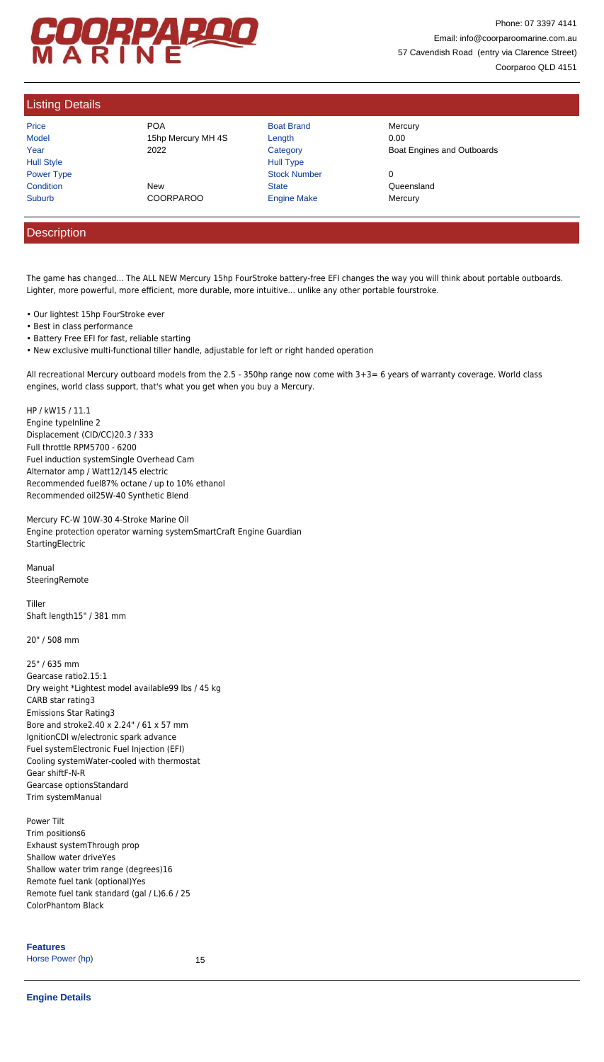COORPAROO MARINE

Phone: 07 3397 4141
Email: info@coorparoomarine.com.au
57 Cavendish Road (entry via Clarence Street)
Coorparoo QLD 4151

## Listing Details

| | | | |
|---|---|---|---|
| Price | POA | Boat Brand | Mercury |
| Model | 15hp Mercury MH 4S | Length | 0.00 |
| Year | 2022 | Category | Boat Engines and Outboards |
| Hull Style | | Hull Type | |
| Power Type | | Stock Number | 0 |
| Condition | New | State | Queensland |
| Suburb | COORPAROO | Engine Make | Mercury |

## Description

The game has changed... The ALL NEW Mercury 15hp FourStroke battery-free EFI changes the way you will think about portable outboards. Lighter, more powerful, more efficient, more durable, more intuitive... unlike any other portable fourstroke.

- Our lightest 15hp FourStroke ever
- Best in class performance
- Battery Free EFI for fast, reliable starting
- New exclusive multi-functional tiller handle, adjustable for left or right handed operation

All recreational Mercury outboard models from the 2.5 - 350hp range now come with 3+3= 6 years of warranty coverage. World class engines, world class support, that's what you get when you buy a Mercury.

HP / kW15 / 11.1
Engine typeInline 2
Displacement (CID/CC)20.3 / 333
Full throttle RPM5700 - 6200
Fuel induction systemSingle Overhead Cam
Alternator amp / Watt12/145 electric
Recommended fuel87% octane / up to 10% ethanol
Recommended oil25W-40 Synthetic Blend

Mercury FC-W 10W-30 4-Stroke Marine Oil
Engine protection operator warning systemSmartCraft Engine Guardian
StartingElectric

Manual
SteeringRemote

Tiller
Shaft length15" / 381 mm

20" / 508 mm

25" / 635 mm
Gearcase ratio2.15:1
Dry weight *Lightest model available99 lbs / 45 kg
CARB star rating3
Emissions Star Rating3
Bore and stroke2.40 x 2.24" / 61 x 57 mm
IgnitionCDI w/electronic spark advance
Fuel systemElectronic Fuel Injection (EFI)
Cooling systemWater-cooled with thermostat
Gear shiftF-N-R
Gearcase optionsStandard
Trim systemManual

Power Tilt
Trim positions6
Exhaust systemThrough prop
Shallow water driveYes
Shallow water trim range (degrees)16
Remote fuel tank (optional)Yes
Remote fuel tank standard (gal / L)6.6 / 25
ColorPhantom Black

**Features**

| | |
|---|---|
| Horse Power (hp) | 15 |

**Engine Details**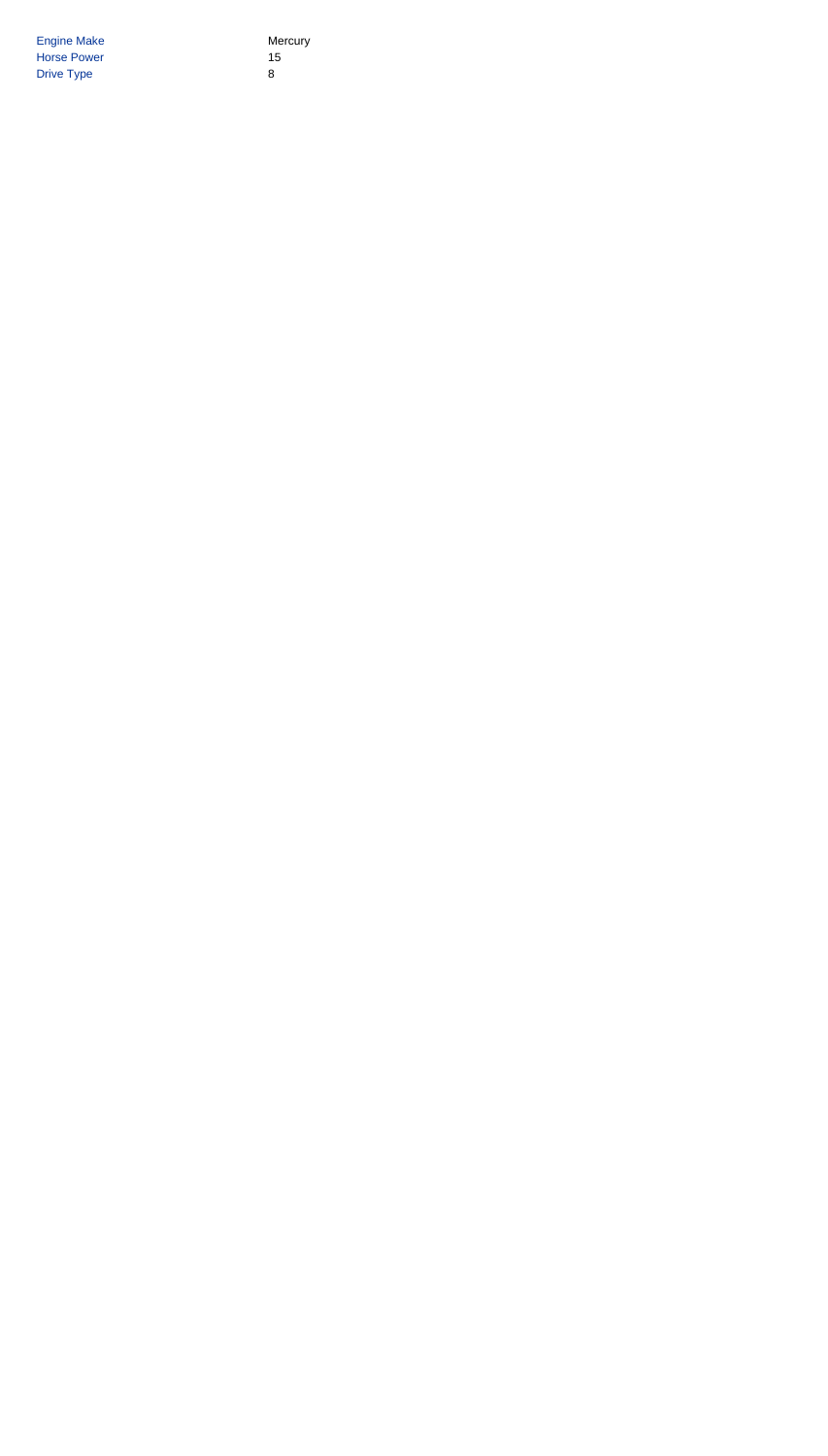| | |
|---|---|
| Engine Make | Mercury |
| Horse Power | 15 |
| Drive Type | 8 |